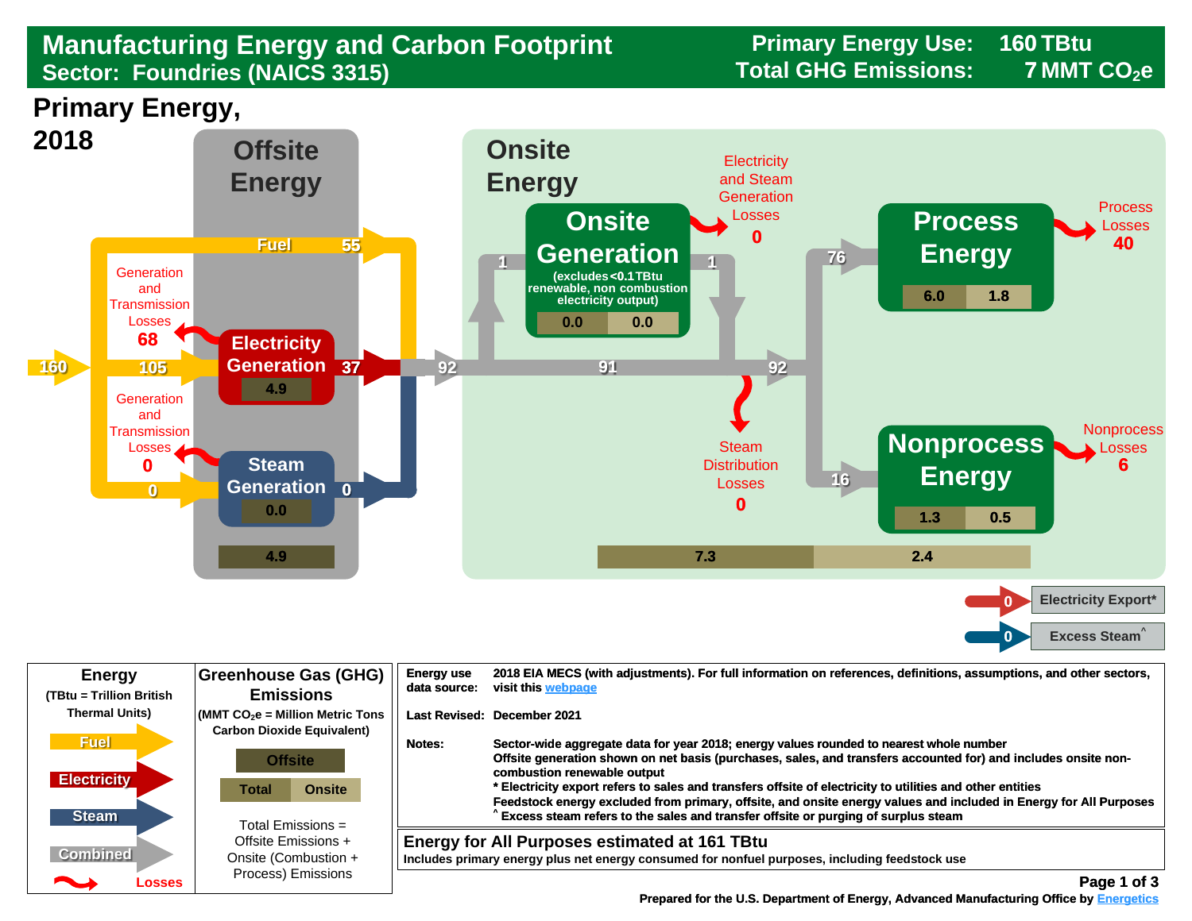# Manufacturing Energy and Carbon Footprint

## Sector: Foundries (NAICS 3315)

**Primary Energy Use:** 160 TBtu
**Total GHG Emissions:** 7 MMT $CO_2e$

## Primary Energy, 2018

### Offsite Energy

- Primary energy input: 160
- Fuel: 55
- To Electricity Generation: 105
- To Steam Generation: 0
- Electricity Generation: 37 (emissions 4.9)
- Generation and Transmission Losses: 68
- Steam Generation: 0 (emissions 0.0)
- Generation and Transmission Losses: 0
- Offsite emissions total: 4.9

### Onsite Energy

- Combined flow into onsite: 92
- Onsite Generation (excludes <0.1 TBtu renewable, non combustion electricity output): input 1, output 1 (emissions: Total 0.0, Onsite 0.0)
- Electricity and Steam Generation Losses: 0
- Flow: 91 → 92
- Steam Distribution Losses: 0
- Process Energy: 76 (emissions: Total 6.0, Onsite 1.8)
- Process Losses: 40
- Nonprocess Energy: 16 (emissions: Total 1.3, Onsite 0.5)
- Nonprocess Losses: 6
- Onsite emissions: Total 7.3, Onsite 2.4

- Electricity Export*: 0
- Excess Steam^: 0

### Legend

**Energy** (TBtu = Trillion British Thermal Units)

- Fuel
- Electricity
- Steam
- Combined
- Losses

**Greenhouse Gas (GHG) Emissions** ($MMT\ CO_2e$ = Million Metric Tons Carbon Dioxide Equivalent)

- Offsite
- Total | Onsite

Total Emissions = Offsite Emissions + Onsite (Combustion + Process) Emissions

**Energy use data source:** 2018 EIA MECS (with adjustments). For full information on references, definitions, assumptions, and other sectors, visit this webpage

**Last Revised:** December 2021

**Notes:** Sector-wide aggregate data for year 2018; energy values rounded to nearest whole number
Offsite generation shown on net basis (purchases, sales, and transfers accounted for) and includes onsite non-combustion renewable output
* Electricity export refers to sales and transfers offsite of electricity to utilities and other entities
Feedstock energy excluded from primary, offsite, and onsite energy values and included in Energy for All Purposes
^ Excess steam refers to the sales and transfer offsite or purging of surplus steam

**Energy for All Purposes estimated at 161 TBtu**
Includes primary energy plus net energy consumed for nonfuel purposes, including feedstock use

Prepared for the U.S. Department of Energy, Advanced Manufacturing Office by Energetics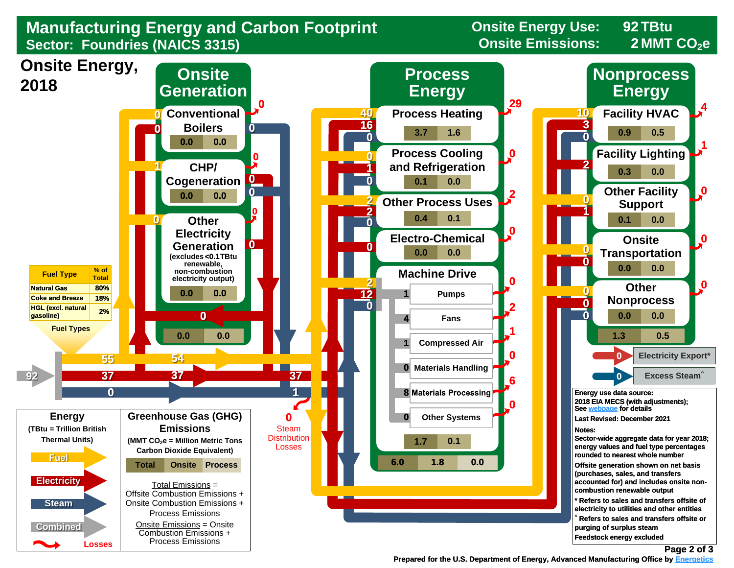# Manufacturing Energy and Carbon Footprint

**Sector: Foundries (NAICS 3315)**

Onsite Energy Use: 92 TBtu
Onsite Emissions: 2 MMT $CO_2e$

## Onsite Energy, 2018

| Fuel Type | % of Total |
|---|---|
| Natural Gas | 80% |
| Coke and Breeze | 18% |
| HGL (excl. natural gasoline) | 2% |

Fuel Types

Combined input: 92 — Fuel: 55 (54 to process/nonprocess), Electricity: 37 (37), Steam: 0 (1)

### Onsite Generation

| End Use | Fuel in | Electricity in | Steam out | Losses | Total Emissions | Onsite Emissions |
|---|---|---|---|---|---|---|
| Conventional Boilers | 0 | 0 | 0 | 0 | 0.0 | 0.0 |
| CHP/ Cogeneration | 1 | | 0 (electricity), 0 (steam) | 0 | 0.0 | 0.0 |
| Other Electricity Generation (excludes <0.1 TBtu renewable, non-combustion electricity output) | 0 | | 0 | 0 | 0.0 | 0.0 |

Electricity from onsite generation: 0

Onsite Generation totals: 0.0 | 0.0

Steam Distribution Losses: 0

### Process Energy

| End Use | Fuel | Electricity | Steam | Losses | Total Emissions | Onsite Emissions |
|---|---|---|---|---|---|---|
| Process Heating | 40 | 16 | 0 | 29 | 3.7 | 1.6 |
| Process Cooling and Refrigeration | 0 | 1 | 0 | 0 | 0.1 | 0.0 |
| Other Process Uses | 2 | 2 | 0 | 2 | 0.4 | 0.1 |
| Electro-Chemical | | 0 | | 0 | 0.0 | 0.0 |
| Machine Drive | 2 | 12 | 0 | | 1.7 | 0.1 |

**Machine Drive breakdown**

| Use | Energy | Losses |
|---|---|---|
| Pumps | 1 | 0 |
| Fans | 4 | 2 |
| Compressed Air | 1 | 1 |
| Materials Handling | 0 | 0 |
| Materials Processing | 8 | 6 |
| Other Systems | 0 | 0 |

Process Energy totals: Total 6.0 | Onsite 1.8 | Process 0.0

### Nonprocess Energy

| End Use | Fuel | Electricity | Steam | Losses | Total Emissions | Onsite Emissions |
|---|---|---|---|---|---|---|
| Facility HVAC | 10 | 3 | 0 | 4 | 0.9 | 0.5 |
| Facility Lighting | | 2 | | 1 | 0.3 | 0.0 |
| Other Facility Support | 0 | 1 | | 0 | 0.1 | 0.0 |
| Onsite Transportation | 0 | 0 | | 0 | 0.0 | 0.0 |
| Other Nonprocess | 0 | 0 | 0 | 0 | 0.0 | 0.0 |

Nonprocess Energy totals: 1.3 | 0.5

Electricity Export*: 0

Excess Steam^: 0

### Energy

(TBtu = Trillion British Thermal Units)

- Fuel
- Electricity
- Steam
- Combined
- Losses

### Greenhouse Gas (GHG) Emissions

(MMT $CO_2e$ = Million Metric Tons Carbon Dioxide Equivalent)

| Total | Onsite | Process |
|---|---|---|

Total Emissions = Offsite Combustion Emissions + Onsite Combustion Emissions + Process Emissions

Onsite Emissions = Onsite Combustion Emissions + Process Emissions

**Energy use data source:** 2018 EIA MECS (with adjustments); See webpage for details

**Last Revised:** December 2021

**Notes:**

Sector-wide aggregate data for year 2018; energy values and fuel type percentages rounded to nearest whole number

Offsite generation shown on net basis (purchases, sales, and transfers accounted for) and includes onsite non-combustion renewable output

* Refers to sales and transfers offsite of electricity to utilities and other entities

^ Refers to sales and transfers offsite or purging of surplus steam

Feedstock energy excluded

Prepared for the U.S. Department of Energy, Advanced Manufacturing Office by Energetics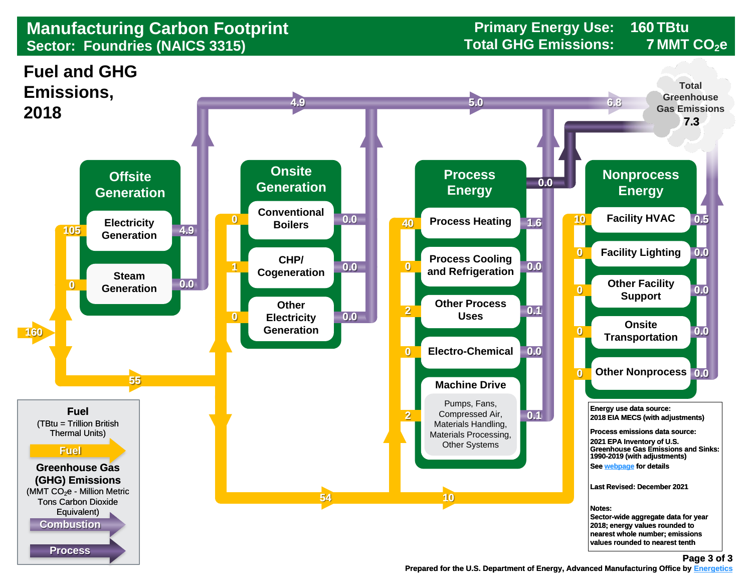# Manufacturing Carbon Footprint

**Sector: Foundries (NAICS 3315)**

**Primary Energy Use: 160 TBtu**

**Total GHG Emissions: 7 MMT $CO_2e$**

## Fuel and GHG Emissions, 2018

160

105

0

55

54

10

**Offsite Generation**

Electricity Generation

4.9

Steam Generation

0.0

4.9

**Onsite Generation**

0

Conventional Boilers

0.0

1

CHP/ Cogeneration

0.0

0

Other Electricity Generation

0.0

5.0

**Process Energy**

0.0

40

Process Heating

1.6

0

Process Cooling and Refrigeration

0.0

2

Other Process Uses

0.1

0

Electro-Chemical

0.0

2

Machine Drive

Pumps, Fans, Compressed Air, Materials Handling, Materials Processing, Other Systems

0.1

6.8

**Nonprocess Energy**

10

Facility HVAC

0.5

0

Facility Lighting

0.0

0

Other Facility Support

0.0

0

Onsite Transportation

0.0

0

Other Nonprocess

0.0

Total Greenhouse Gas Emissions

7.3

**Fuel**

(TBtu = Trillion British Thermal Units)

Fuel

**Greenhouse Gas (GHG) Emissions**

(MMT $CO_2e$ - Million Metric Tons Carbon Dioxide Equivalent)

Combustion

Process

**Energy use data source:**
**2018 EIA MECS (with adjustments)**

**Process emissions data source:**
**2021 EPA Inventory of U.S. Greenhouse Gas Emissions and Sinks: 1990-2019 (with adjustments)**

**See webpage for details**

**Last Revised: December 2021**

**Notes:**
**Sector-wide aggregate data for year 2018; energy values rounded to nearest whole number; emissions values rounded to nearest tenth**

**Prepared for the U.S. Department of Energy, Advanced Manufacturing Office by Energetics**